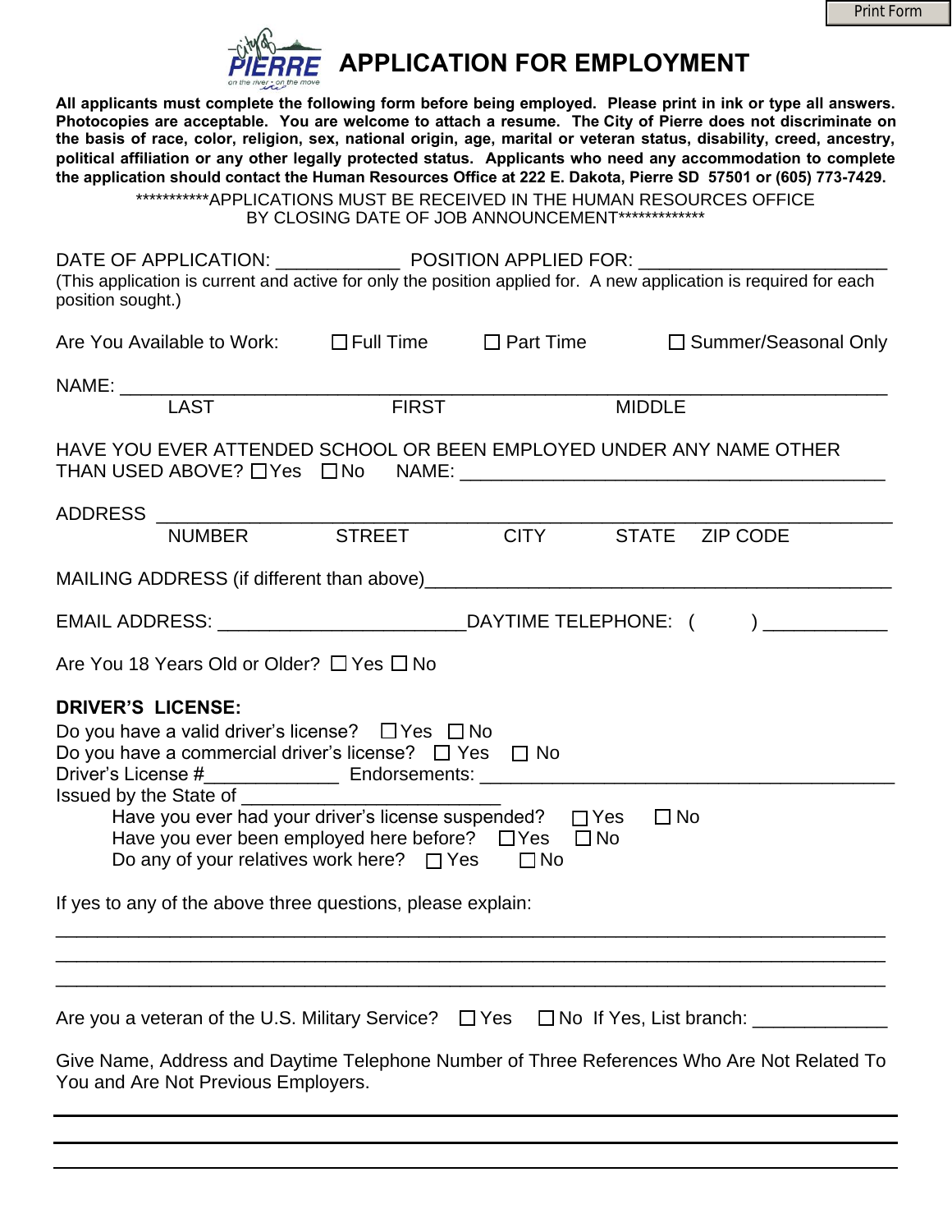Print Form

# APPLICATION FOR EMPLOYMENT

**All applicants must complete the following form before being employed. Please print in ink or type all answers. Photocopies are acceptable. You are welcome to attach a resume. The City of Pierre does not discriminate on the basis of race, color, religion, sex, national origin, age, marital or veteran status, disability, creed, ancestry, political affiliation or any other legally protected status. Applicants who need any accommodation to complete the application should contact the Human Resources Office at 222 E. Dakota, Pierre SD 57501 or (605) 773-7429.**

***********APPLICATIONS MUST BE RECEIVED IN THE HUMAN RESOURCES OFFICE BY CLOSING DATE OF JOB ANNOUNCEMENT*************

DATE OF APPLICATION: ____________ POSITION APPLIED FOR: ________________________
(This application is current and active for only the position applied for. A new application is required for each position sought.)

Are You Available to Work: ☐ Full Time ☐ Part Time ☐ Summer/Seasonal Only

NAME: ___________________________________________________________________________
LAST FIRST MIDDLE

HAVE YOU EVER ATTENDED SCHOOL OR BEEN EMPLOYED UNDER ANY NAME OTHER THAN USED ABOVE? ☐ Yes ☐ No NAME: __________________________________________

ADDRESS ________________________________________________________________________
NUMBER STREET CITY STATE ZIP CODE

MAILING ADDRESS (if different than above)_______________________________________________

EMAIL ADDRESS: ________________________ DAYTIME TELEPHONE: ( ) ____________

Are You 18 Years Old or Older? ☐ Yes ☐ No

**DRIVER'S LICENSE:**

Do you have a valid driver's license? ☐ Yes ☐ No
Do you have a commercial driver's license? ☐ Yes ☐ No
Driver's License #_____________ Endorsements: ________________________________________
Issued by the State of _________________________

Have you ever had your driver's license suspended? ☐ Yes ☐ No
Have you ever been employed here before? ☐ Yes ☐ No
Do any of your relatives work here? ☐ Yes ☐ No

If yes to any of the above three questions, please explain:

_______________________________________________________________________________
_______________________________________________________________________________
_______________________________________________________________________________

Are you a veteran of the U.S. Military Service? ☐ Yes ☐ No If Yes, List branch: _____________

Give Name, Address and Daytime Telephone Number of Three References Who Are Not Related To You and Are Not Previous Employers.

_______________________________________________________________________________
_______________________________________________________________________________
_______________________________________________________________________________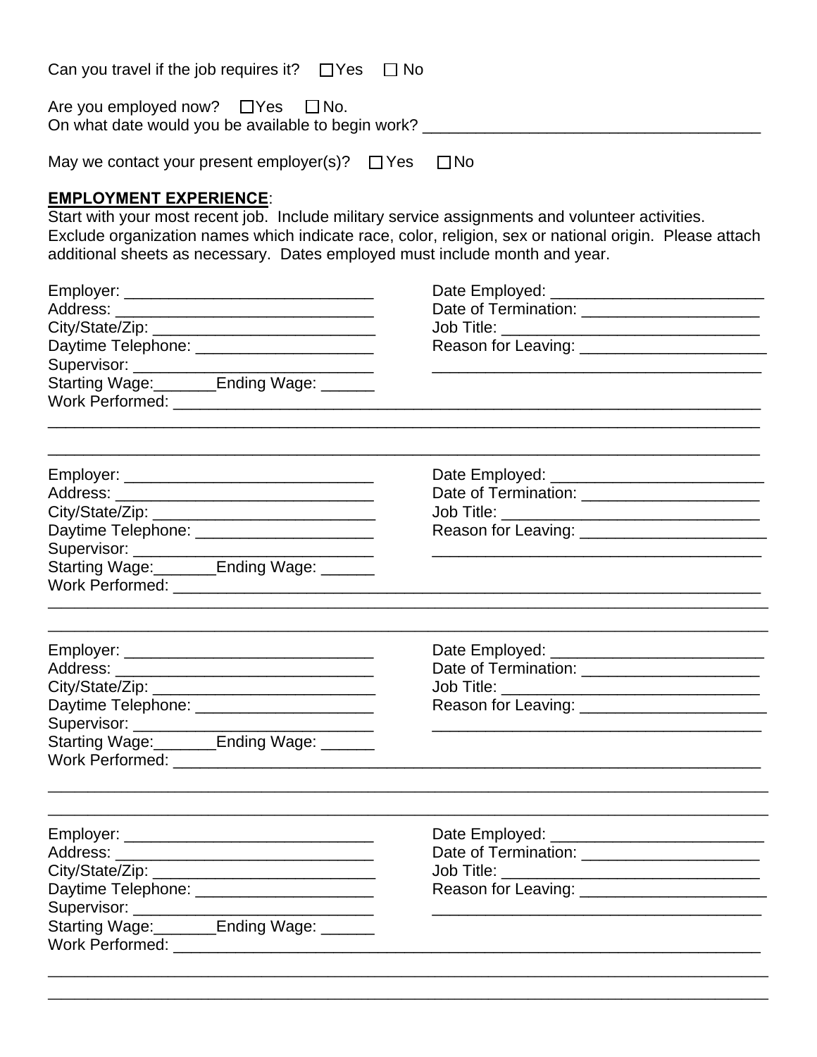Can you travel if the job requires it? ☐ Yes ☐ No

Are you employed now? ☐ Yes ☐ No.
On what date would you be available to begin work? ______________________________________

May we contact your present employer(s)? ☐ Yes ☐ No

**EMPLOYMENT EXPERIENCE**:
Start with your most recent job. Include military service assignments and volunteer activities. Exclude organization names which indicate race, color, religion, sex or national origin. Please attach additional sheets as necessary. Dates employed must include month and year.

Employer: ____________________________
Address: ____________________________
City/State/Zip: __________________________
Daytime Telephone: ____________________
Supervisor: ___________________________
Starting Wage:_______Ending Wage: ______

Date Employed: ________________________
Date of Termination: ____________________
Job Title: ____________________________
Reason for Leaving: _____________________
_____________________________________

Work Performed: ______________________________________________________________
_____________________________________________________________________________
_____________________________________________________________________________

Employer: ____________________________
Address: ____________________________
City/State/Zip: __________________________
Daytime Telephone: ____________________
Supervisor: ___________________________
Starting Wage:_______Ending Wage: ______

Date Employed: ________________________
Date of Termination: ____________________
Job Title: ____________________________
Reason for Leaving: _____________________
_____________________________________

Work Performed: ______________________________________________________________
_____________________________________________________________________________
_____________________________________________________________________________

Employer: ____________________________
Address: ____________________________
City/State/Zip: __________________________
Daytime Telephone: ____________________
Supervisor: ___________________________
Starting Wage:_______Ending Wage: ______

Date Employed: ________________________
Date of Termination: ____________________
Job Title: ____________________________
Reason for Leaving: _____________________
_____________________________________

Work Performed: ______________________________________________________________
_____________________________________________________________________________
_____________________________________________________________________________

Employer: ____________________________
Address: ____________________________
City/State/Zip: __________________________
Daytime Telephone: ____________________
Supervisor: ___________________________
Starting Wage:_______Ending Wage: ______

Date Employed: ________________________
Date of Termination: ____________________
Job Title: ____________________________
Reason for Leaving: _____________________
_____________________________________

Work Performed: ______________________________________________________________
_____________________________________________________________________________
_____________________________________________________________________________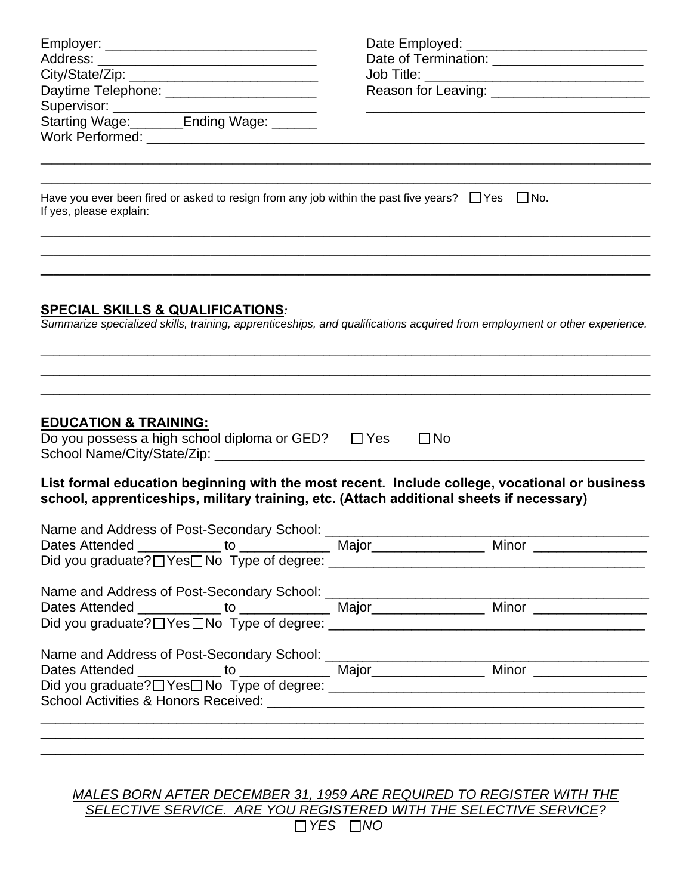Employer: ____________________________
Address: _____________________________
City/State/Zip: _________________________
Daytime Telephone: ____________________
Supervisor: ___________________________
Starting Wage:_______Ending Wage: ______

Date Employed: ________________________
Date of Termination: ____________________
Job Title: _____________________________
Reason for Leaving: _____________________
_____________________________________

Work Performed: _________________________________________________________________
______________________________________________________________________________
______________________________________________________________________________

Have you ever been fired or asked to resign from any job within the past five years? ☐ Yes ☐ No.
If yes, please explain:
______________________________________________________________________________
______________________________________________________________________________
______________________________________________________________________________

## SPECIAL SKILLS & QUALIFICATIONS:

*Summarize specialized skills, training, apprenticeships, and qualifications acquired from employment or other experience.*

______________________________________________________________________________
______________________________________________________________________________
______________________________________________________________________________

## EDUCATION & TRAINING:

Do you possess a high school diploma or GED? ☐ Yes ☐ No
School Name/City/State/Zip: _______________________________________________________

**List formal education beginning with the most recent. Include college, vocational or business school, apprenticeships, military training, etc. (Attach additional sheets if necessary)**

Name and Address of Post-Secondary School: ________________________________________
Dates Attended ___________ to ____________ Major_______________ Minor _______________
Did you graduate? ☐ Yes ☐ No Type of degree: __________________________________________

Name and Address of Post-Secondary School: ________________________________________
Dates Attended ___________ to ____________ Major_______________ Minor _______________
Did you graduate? ☐ Yes ☐ No Type of degree: __________________________________________

Name and Address of Post-Secondary School: ________________________________________
Dates Attended ___________ to ____________ Major_______________ Minor _______________
Did you graduate? ☐ Yes ☐ No Type of degree: __________________________________________
School Activities & Honors Received: _________________________________________________
______________________________________________________________________________
______________________________________________________________________________
______________________________________________________________________________

*MALES BORN AFTER DECEMBER 31, 1959 ARE REQUIRED TO REGISTER WITH THE SELECTIVE SERVICE. ARE YOU REGISTERED WITH THE SELECTIVE SERVICE?*
☐ *YES* ☐ *NO*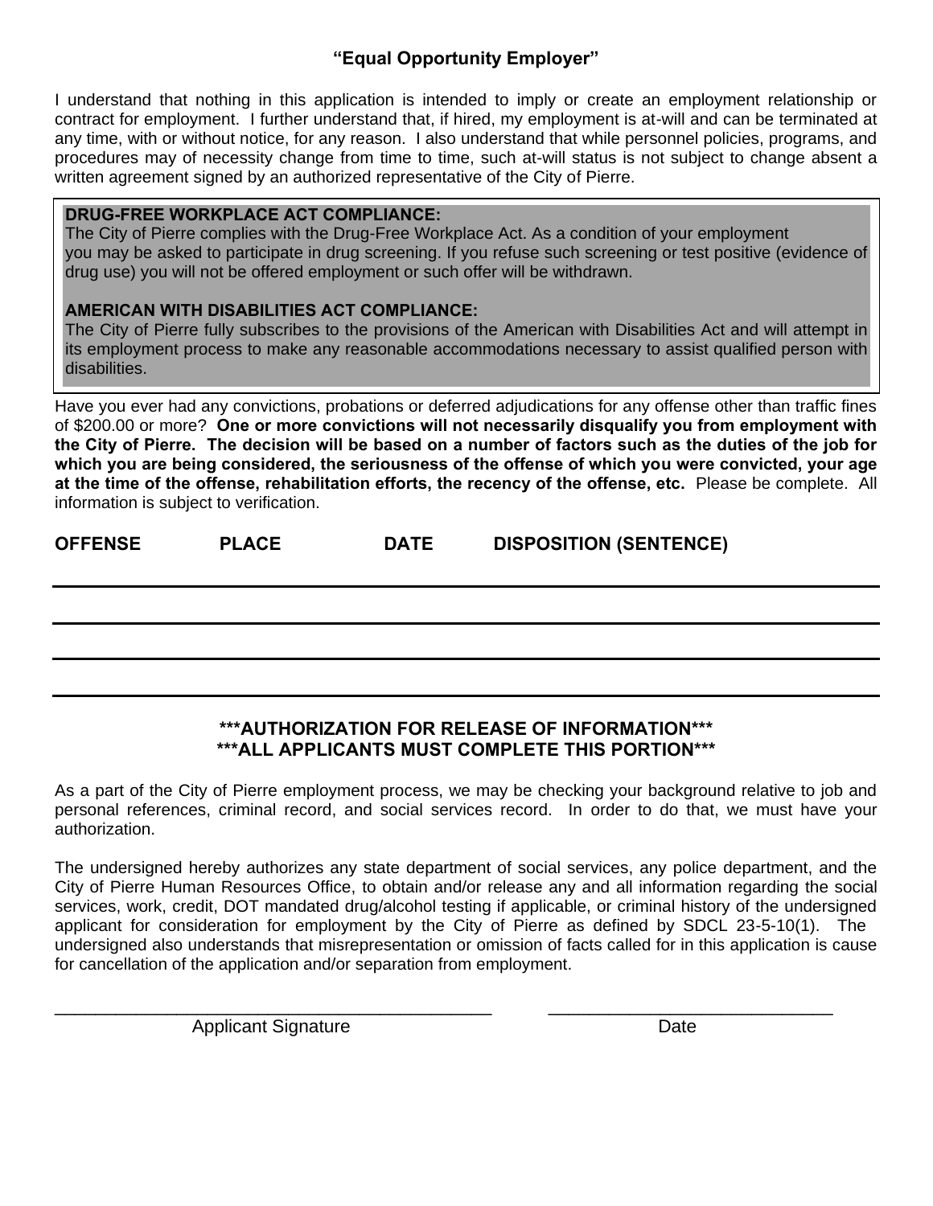## "Equal Opportunity Employer"

I understand that nothing in this application is intended to imply or create an employment relationship or contract for employment. I further understand that, if hired, my employment is at-will and can be terminated at any time, with or without notice, for any reason. I also understand that while personnel policies, programs, and procedures may of necessity change from time to time, such at-will status is not subject to change absent a written agreement signed by an authorized representative of the City of Pierre.

**DRUG-FREE WORKPLACE ACT COMPLIANCE:**
The City of Pierre complies with the Drug-Free Workplace Act. As a condition of your employment you may be asked to participate in drug screening. If you refuse such screening or test positive (evidence of drug use) you will not be offered employment or such offer will be withdrawn.

**AMERICAN WITH DISABILITIES ACT COMPLIANCE:**
The City of Pierre fully subscribes to the provisions of the American with Disabilities Act and will attempt in its employment process to make any reasonable accommodations necessary to assist qualified person with disabilities.

Have you ever had any convictions, probations or deferred adjudications for any offense other than traffic fines of $200.00 or more? **One or more convictions will not necessarily disqualify you from employment with the City of Pierre. The decision will be based on a number of factors such as the duties of the job for which you are being considered, the seriousness of the offense of which you were convicted, your age at the time of the offense, rehabilitation efforts, the recency of the offense, etc.** Please be complete. All information is subject to verification.

| OFFENSE | PLACE | DATE | DISPOSITION (SENTENCE) |
|---|---|---|---|
| | | | |
| | | | |
| | | | |
| | | | |

### \*\*\*AUTHORIZATION FOR RELEASE OF INFORMATION\*\*\*
### \*\*\*ALL APPLICANTS MUST COMPLETE THIS PORTION\*\*\*

As a part of the City of Pierre employment process, we may be checking your background relative to job and personal references, criminal record, and social services record. In order to do that, we must have your authorization.

The undersigned hereby authorizes any state department of social services, any police department, and the City of Pierre Human Resources Office, to obtain and/or release any and all information regarding the social services, work, credit, DOT mandated drug/alcohol testing if applicable, or criminal history of the undersigned applicant for consideration for employment by the City of Pierre as defined by SDCL 23-5-10(1). The undersigned also understands that misrepresentation or omission of facts called for in this application is cause for cancellation of the application and/or separation from employment.

_______________________________________________ Applicant Signature

______________________________ Date